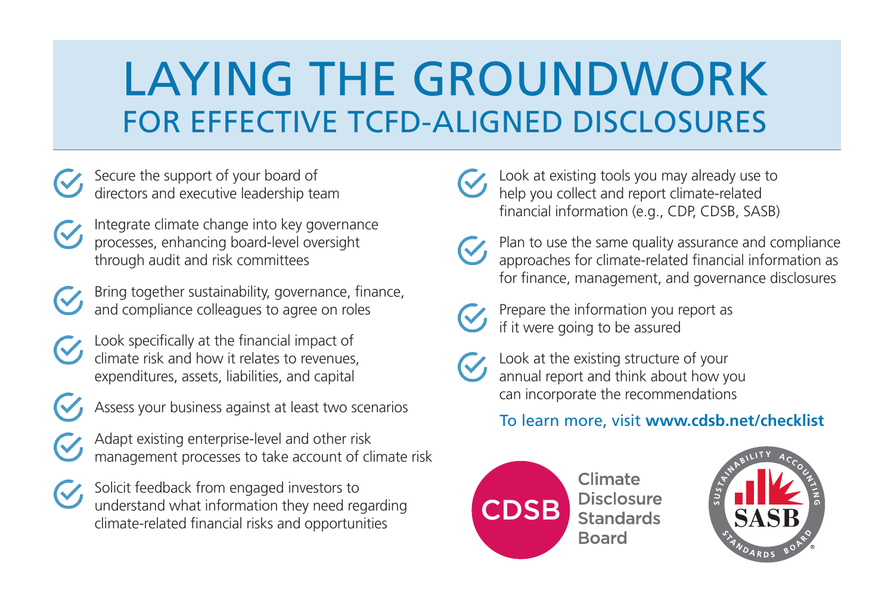# LAYING THE GROUNDWORK
## FOR EFFECTIVE TCFD-ALIGNED DISCLOSURES

- Secure the support of your board of directors and executive leadership team
- Integrate climate change into key governance processes, enhancing board-level oversight through audit and risk committees
- Bring together sustainability, governance, finance, and compliance colleagues to agree on roles
- Look specifically at the financial impact of climate risk and how it relates to revenues, expenditures, assets, liabilities, and capital
- Assess your business against at least two scenarios
- Adapt existing enterprise-level and other risk management processes to take account of climate risk
- Solicit feedback from engaged investors to understand what information they need regarding climate-related financial risks and opportunities
- Look at existing tools you may already use to help you collect and report climate-related financial information (e.g., CDP, CDSB, SASB)
- Plan to use the same quality assurance and compliance approaches for climate-related financial information as for finance, management, and governance disclosures
- Prepare the information you report as if it were going to be assured
- Look at the existing structure of your annual report and think about how you can incorporate the recommendations

To learn more, visit **www.cdsb.net/checklist**

CDSB Climate Disclosure Standards Board

SASB Sustainability Accounting Standards Board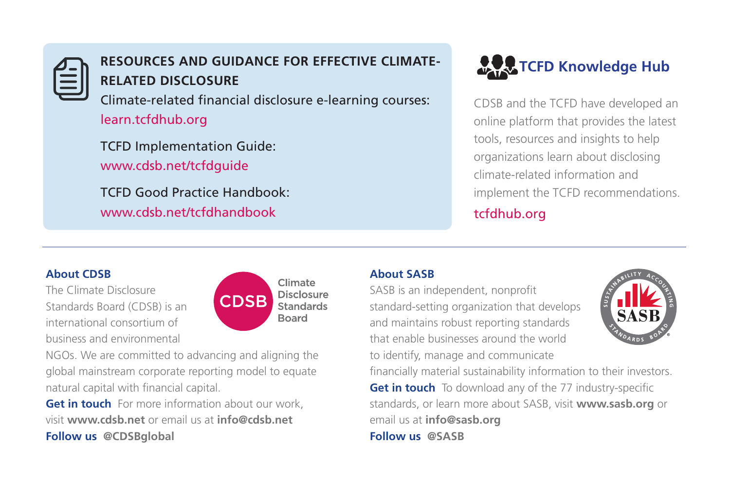## RESOURCES AND GUIDANCE FOR EFFECTIVE CLIMATE-RELATED DISCLOSURE

Climate-related financial disclosure e-learning courses:
learn.tcfdhub.org

TCFD Implementation Guide:
www.cdsb.net/tcfdguide

TCFD Good Practice Handbook:
www.cdsb.net/tcfdhandbook

## TCFD Knowledge Hub

CDSB and the TCFD have developed an online platform that provides the latest tools, resources and insights to help organizations learn about disclosing climate-related information and implement the TCFD recommendations.

tcfdhub.org

---

### About CDSB

CDSB Climate Disclosure Standards Board

The Climate Disclosure Standards Board (CDSB) is an international consortium of business and environmental NGOs. We are committed to advancing and aligning the global mainstream corporate reporting model to equate natural capital with financial capital.

**Get in touch** For more information about our work, visit **www.cdsb.net** or email us at **info@cdsb.net**

**Follow us** **@CDSBglobal**

### About SASB

SUSTAINABILITY ACCOUNTING SASB STANDARDS BOARD

SASB is an independent, nonprofit standard-setting organization that develops and maintains robust reporting standards that enable businesses around the world to identify, manage and communicate financially material sustainability information to their investors.

**Get in touch** To download any of the 77 industry-specific standards, or learn more about SASB, visit **www.sasb.org** or email us at **info@sasb.org**

**Follow us** **@SASB**